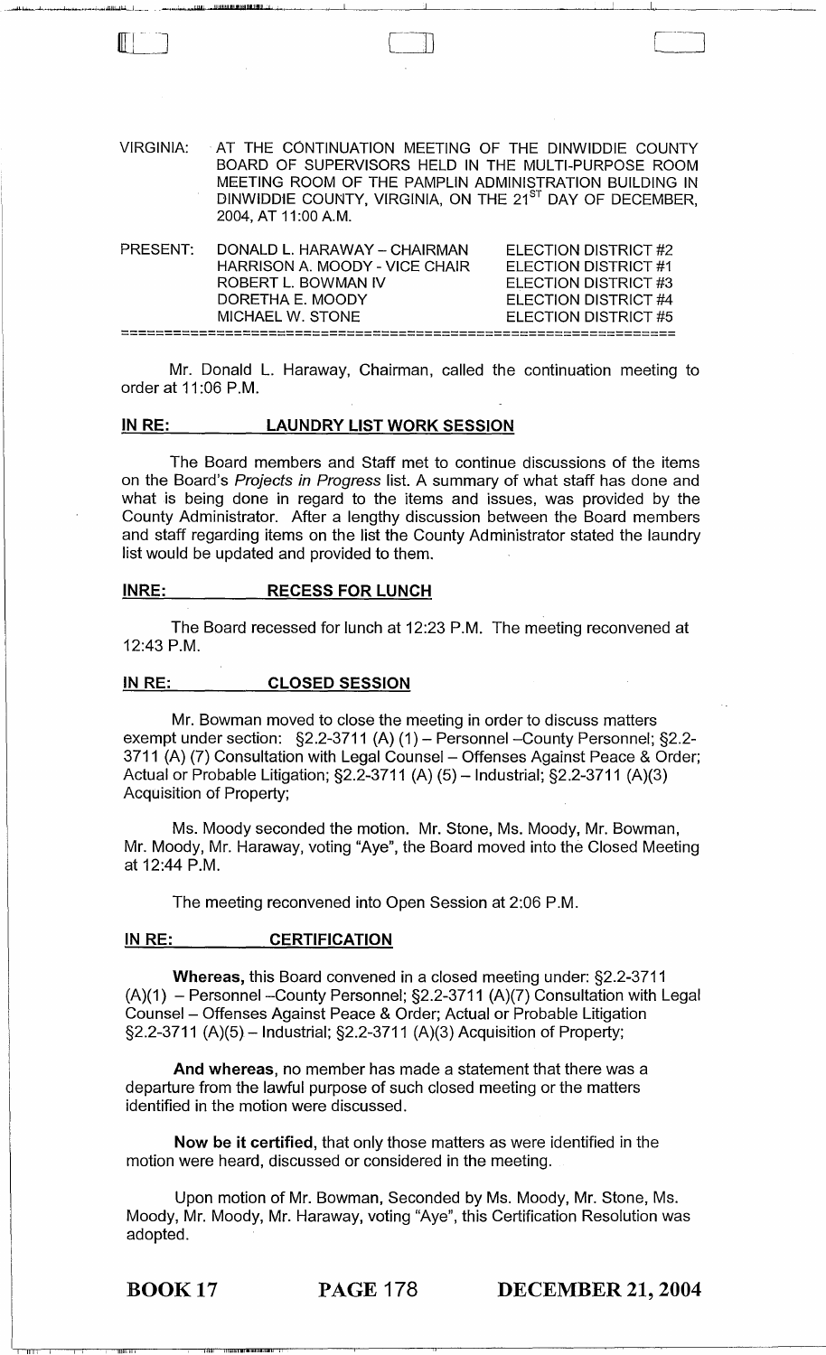VIRGINIA: AT THE CONTINUATION MEETING OF THE DINWIDDIE COUNTY BOARD OF SUPERVISORS HELD IN THE MULTI-PURPOSE ROOM MEETING ROOM OF THE PAMPLIN ADMINISTRATION BUILDING IN DINWIDDIE COUNTY, VIRGINIA, ON THE 21ST DAY OF DECEMBER, 2004, AT 11:00 A.M.

| PRESENT: | | |
|---|---|---|
| | DONALD L. HARAWAY – CHAIRMAN | ELECTION DISTRICT #2 |
| | HARRISON A. MOODY - VICE CHAIR | ELECTION DISTRICT #1 |
| | ROBERT L. BOWMAN IV | ELECTION DISTRICT #3 |
| | DORETHA E. MOODY | ELECTION DISTRICT #4 |
| | MICHAEL W. STONE | ELECTION DISTRICT #5 |

Mr. Donald L. Haraway, Chairman, called the continuation meeting to order at 11:06 P.M.

**IN RE: LAUNDRY LIST WORK SESSION**

The Board members and Staff met to continue discussions of the items on the Board's *Projects in Progress* list. A summary of what staff has done and what is being done in regard to the items and issues, was provided by the County Administrator. After a lengthy discussion between the Board members and staff regarding items on the list the County Administrator stated the laundry list would be updated and provided to them.

**INRE: RECESS FOR LUNCH**

The Board recessed for lunch at 12:23 P.M. The meeting reconvened at 12:43 P.M.

**IN RE: CLOSED SESSION**

Mr. Bowman moved to close the meeting in order to discuss matters exempt under section: §2.2-3711 (A) (1) – Personnel –County Personnel; §2.2-3711 (A) (7) Consultation with Legal Counsel – Offenses Against Peace & Order; Actual or Probable Litigation; §2.2-3711 (A) (5) – Industrial; §2.2-3711 (A)(3) Acquisition of Property;

Ms. Moody seconded the motion. Mr. Stone, Ms. Moody, Mr. Bowman, Mr. Moody, Mr. Haraway, voting "Aye", the Board moved into the Closed Meeting at 12:44 P.M.

The meeting reconvened into Open Session at 2:06 P.M.

**IN RE: CERTIFICATION**

**Whereas,** this Board convened in a closed meeting under: §2.2-3711 (A)(1) – Personnel –County Personnel; §2.2-3711 (A)(7) Consultation with Legal Counsel – Offenses Against Peace & Order; Actual or Probable Litigation §2.2-3711 (A)(5) – Industrial; §2.2-3711 (A)(3) Acquisition of Property;

**And whereas,** no member has made a statement that there was a departure from the lawful purpose of such closed meeting or the matters identified in the motion were discussed.

**Now be it certified,** that only those matters as were identified in the motion were heard, discussed or considered in the meeting.

Upon motion of Mr. Bowman, Seconded by Ms. Moody, Mr. Stone, Ms. Moody, Mr. Moody, Mr. Haraway, voting "Aye", this Certification Resolution was adopted.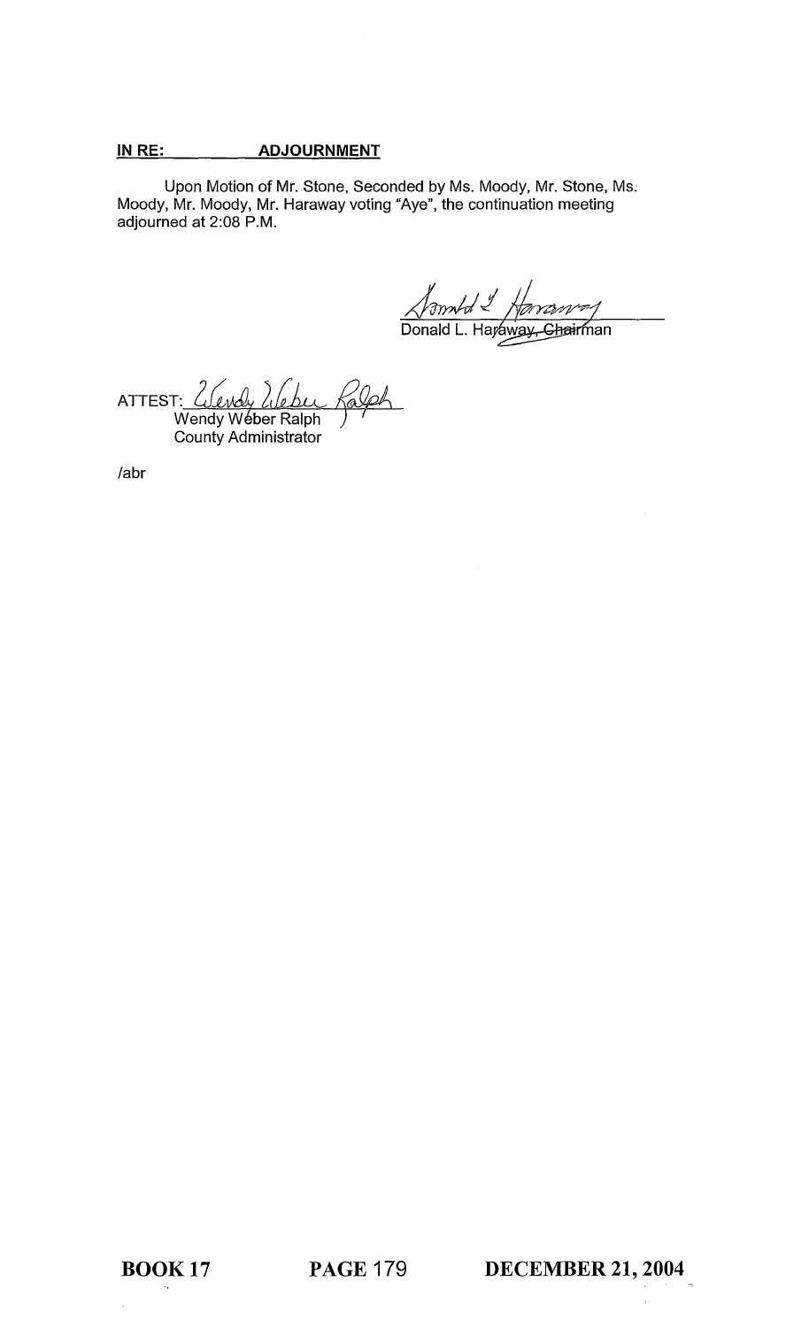**IN RE: ADJOURNMENT**

Upon Motion of Mr. Stone, Seconded by Ms. Moody, Mr. Stone, Ms. Moody, Mr. Moody, Mr. Haraway voting "Aye", the continuation meeting adjourned at 2:08 P.M.

Donald L. Haraway, ~~Chairman~~

ATTEST: Wendy Weber Ralph
County Administrator

/abr

**BOOK 17** **PAGE 179** **DECEMBER 21, 2004**